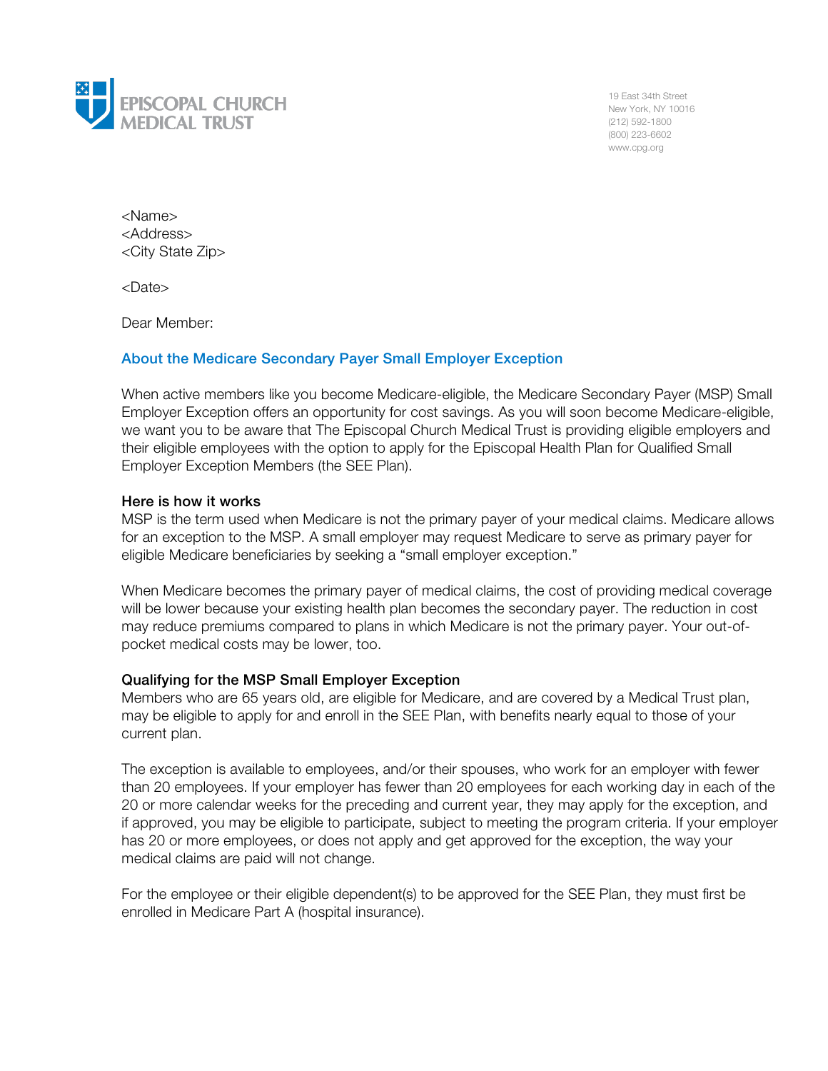# EPISCOPAL CHURCH MEDICAL TRUST

19 East 34th Street
New York, NY 10016
(212) 592-1800
(800) 223-6602
www.cpg.org

<Name>
<Address>
<City State Zip>

<Date>

Dear Member:

## About the Medicare Secondary Payer Small Employer Exception

When active members like you become Medicare-eligible, the Medicare Secondary Payer (MSP) Small Employer Exception offers an opportunity for cost savings. As you will soon become Medicare-eligible, we want you to be aware that The Episcopal Church Medical Trust is providing eligible employers and their eligible employees with the option to apply for the Episcopal Health Plan for Qualified Small Employer Exception Members (the SEE Plan).

### Here is how it works

MSP is the term used when Medicare is not the primary payer of your medical claims. Medicare allows for an exception to the MSP. A small employer may request Medicare to serve as primary payer for eligible Medicare beneficiaries by seeking a "small employer exception."

When Medicare becomes the primary payer of medical claims, the cost of providing medical coverage will be lower because your existing health plan becomes the secondary payer. The reduction in cost may reduce premiums compared to plans in which Medicare is not the primary payer. Your out-of-pocket medical costs may be lower, too.

### Qualifying for the MSP Small Employer Exception

Members who are 65 years old, are eligible for Medicare, and are covered by a Medical Trust plan, may be eligible to apply for and enroll in the SEE Plan, with benefits nearly equal to those of your current plan.

The exception is available to employees, and/or their spouses, who work for an employer with fewer than 20 employees. If your employer has fewer than 20 employees for each working day in each of the 20 or more calendar weeks for the preceding and current year, they may apply for the exception, and if approved, you may be eligible to participate, subject to meeting the program criteria. If your employer has 20 or more employees, or does not apply and get approved for the exception, the way your medical claims are paid will not change.

For the employee or their eligible dependent(s) to be approved for the SEE Plan, they must first be enrolled in Medicare Part A (hospital insurance).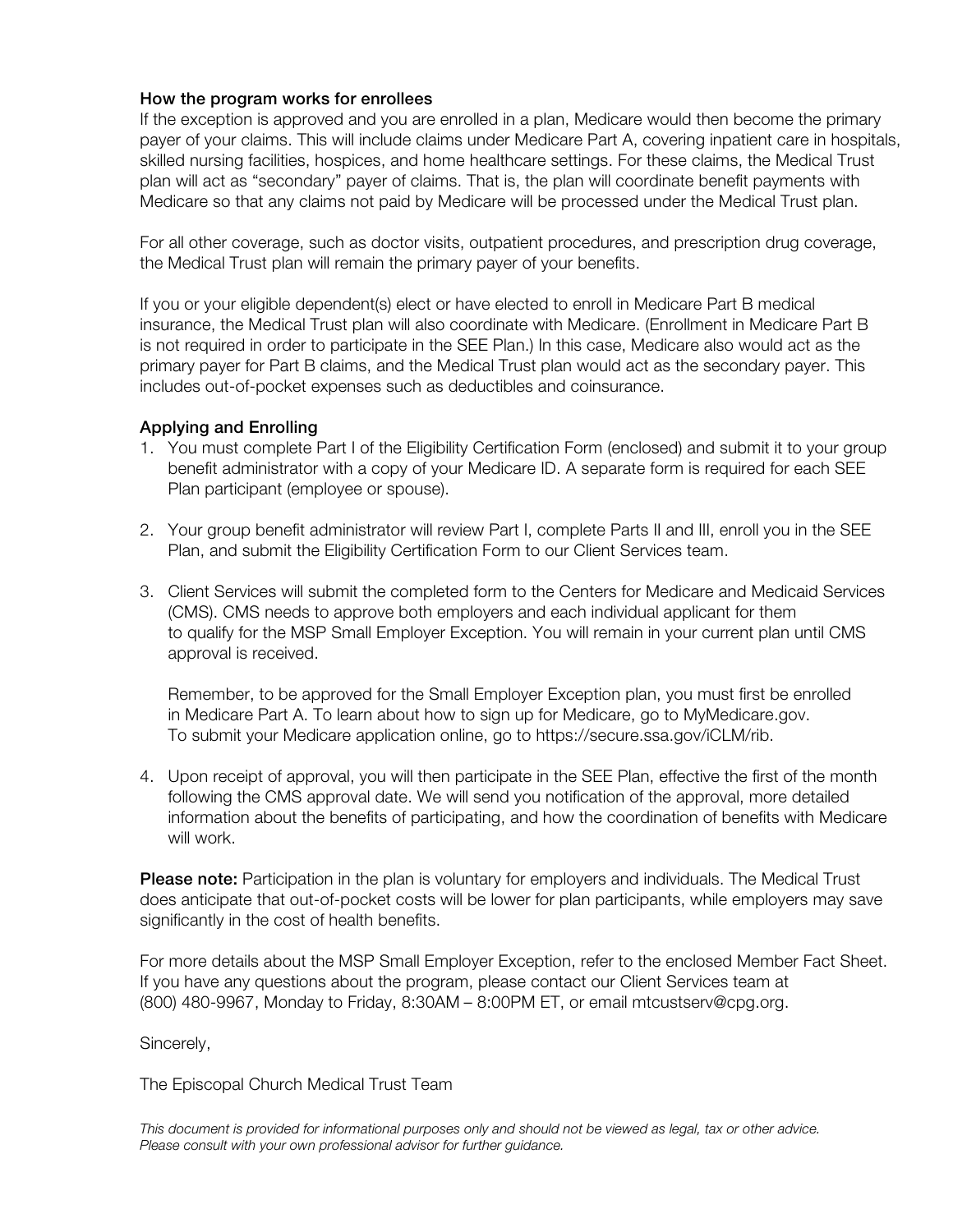### How the program works for enrollees

If the exception is approved and you are enrolled in a plan, Medicare would then become the primary payer of your claims. This will include claims under Medicare Part A, covering inpatient care in hospitals, skilled nursing facilities, hospices, and home healthcare settings. For these claims, the Medical Trust plan will act as "secondary" payer of claims. That is, the plan will coordinate benefit payments with Medicare so that any claims not paid by Medicare will be processed under the Medical Trust plan.

For all other coverage, such as doctor visits, outpatient procedures, and prescription drug coverage, the Medical Trust plan will remain the primary payer of your benefits.

If you or your eligible dependent(s) elect or have elected to enroll in Medicare Part B medical insurance, the Medical Trust plan will also coordinate with Medicare. (Enrollment in Medicare Part B is not required in order to participate in the SEE Plan.) In this case, Medicare also would act as the primary payer for Part B claims, and the Medical Trust plan would act as the secondary payer. This includes out-of-pocket expenses such as deductibles and coinsurance.

### Applying and Enrolling

1. You must complete Part I of the Eligibility Certification Form (enclosed) and submit it to your group benefit administrator with a copy of your Medicare ID. A separate form is required for each SEE Plan participant (employee or spouse).

2. Your group benefit administrator will review Part I, complete Parts II and III, enroll you in the SEE Plan, and submit the Eligibility Certification Form to our Client Services team.

3. Client Services will submit the completed form to the Centers for Medicare and Medicaid Services (CMS). CMS needs to approve both employers and each individual applicant for them to qualify for the MSP Small Employer Exception. You will remain in your current plan until CMS approval is received.

   Remember, to be approved for the Small Employer Exception plan, you must first be enrolled in Medicare Part A. To learn about how to sign up for Medicare, go to MyMedicare.gov. To submit your Medicare application online, go to https://secure.ssa.gov/iCLM/rib.

4. Upon receipt of approval, you will then participate in the SEE Plan, effective the first of the month following the CMS approval date. We will send you notification of the approval, more detailed information about the benefits of participating, and how the coordination of benefits with Medicare will work.

**Please note:** Participation in the plan is voluntary for employers and individuals. The Medical Trust does anticipate that out-of-pocket costs will be lower for plan participants, while employers may save significantly in the cost of health benefits.

For more details about the MSP Small Employer Exception, refer to the enclosed Member Fact Sheet. If you have any questions about the program, please contact our Client Services team at (800) 480-9967, Monday to Friday, 8:30AM – 8:00PM ET, or email mtcustserv@cpg.org.

Sincerely,

The Episcopal Church Medical Trust Team

*This document is provided for informational purposes only and should not be viewed as legal, tax or other advice. Please consult with your own professional advisor for further guidance.*